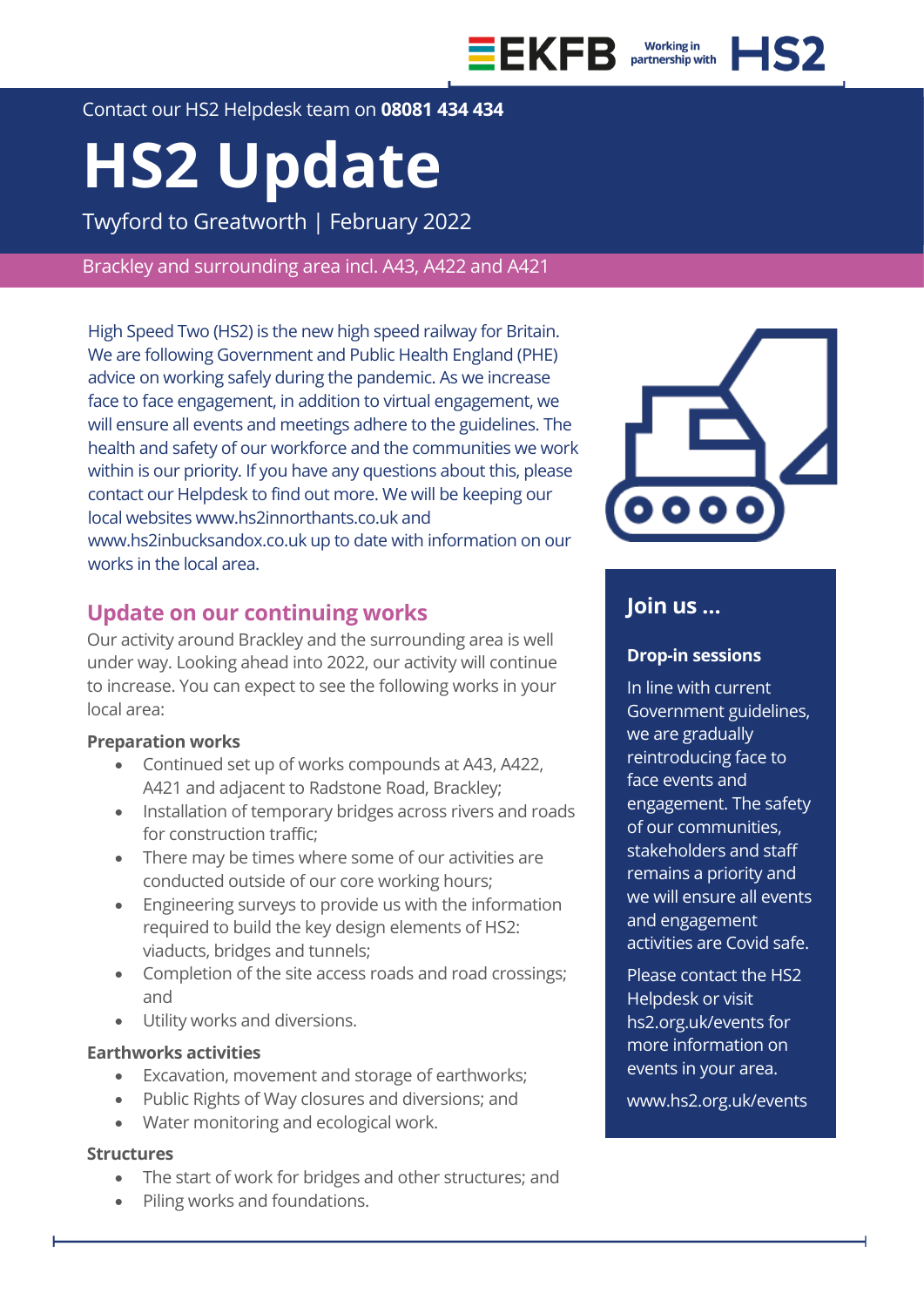EKFB Working in partnership with HS2

Contact our HS2 Helpdesk team on **08081 434 434**

# HS2 Update

Twyford to Greatworth | February 2022

Brackley and surrounding area incl. A43, A422 and A421

High Speed Two (HS2) is the new high speed railway for Britain. We are following Government and Public Health England (PHE) advice on working safely during the pandemic. As we increase face to face engagement, in addition to virtual engagement, we will ensure all events and meetings adhere to the guidelines. The health and safety of our workforce and the communities we work within is our priority. If you have any questions about this, please contact our Helpdesk to find out more. We will be keeping our local websites www.hs2innorthants.co.uk and www.hs2inbucksandox.co.uk up to date with information on our works in the local area.

## Update on our continuing works

Our activity around Brackley and the surrounding area is well under way. Looking ahead into 2022, our activity will continue to increase. You can expect to see the following works in your local area:

**Preparation works**

- Continued set up of works compounds at A43, A422, A421 and adjacent to Radstone Road, Brackley;
- Installation of temporary bridges across rivers and roads for construction traffic;
- There may be times where some of our activities are conducted outside of our core working hours;
- Engineering surveys to provide us with the information required to build the key design elements of HS2: viaducts, bridges and tunnels;
- Completion of the site access roads and road crossings; and
- Utility works and diversions.

**Earthworks activities**

- Excavation, movement and storage of earthworks;
- Public Rights of Way closures and diversions; and
- Water monitoring and ecological work.

**Structures**

- The start of work for bridges and other structures; and
- Piling works and foundations.

## Join us ...

**Drop-in sessions**

In line with current Government guidelines, we are gradually reintroducing face to face events and engagement. The safety of our communities, stakeholders and staff remains a priority and we will ensure all events and engagement activities are Covid safe.

Please contact the HS2 Helpdesk or visit hs2.org.uk/events for more information on events in your area.

www.hs2.org.uk/events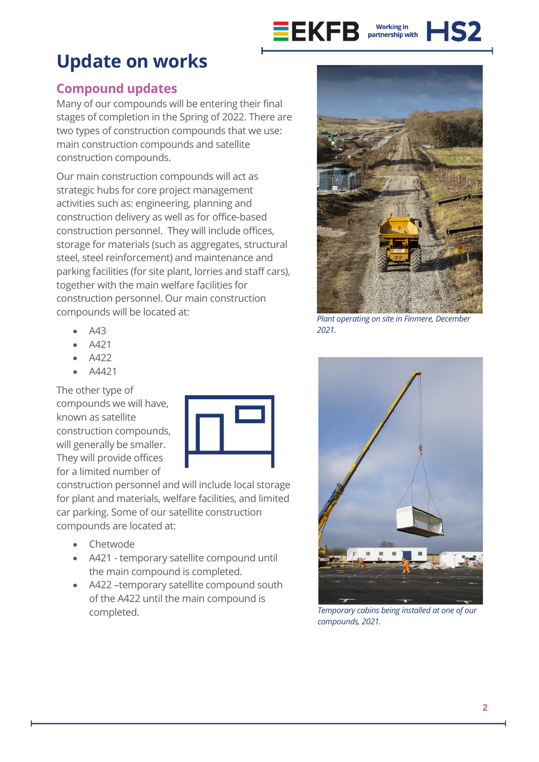# Update on works

## Compound updates

Many of our compounds will be entering their final stages of completion in the Spring of 2022. There are two types of construction compounds that we use: main construction compounds and satellite construction compounds.

Our main construction compounds will act as strategic hubs for core project management activities such as: engineering, planning and construction delivery as well as for office-based construction personnel. They will include offices, storage for materials (such as aggregates, structural steel, steel reinforcement) and maintenance and parking facilities (for site plant, lorries and staff cars), together with the main welfare facilities for construction personnel. Our main construction compounds will be located at:

- A43
- A421
- A422
- A4421

The other type of compounds we will have, known as satellite construction compounds, will generally be smaller. They will provide offices for a limited number of construction personnel and will include local storage for plant and materials, welfare facilities, and limited car parking. Some of our satellite construction compounds are located at:

- Chetwode
- A421 - temporary satellite compound until the main compound is completed.
- A422 –temporary satellite compound south of the A422 until the main compound is completed.

*Plant operating on site in Finmere, December 2021.*

*Temporary cabins being installed at one of our compounds, 2021.*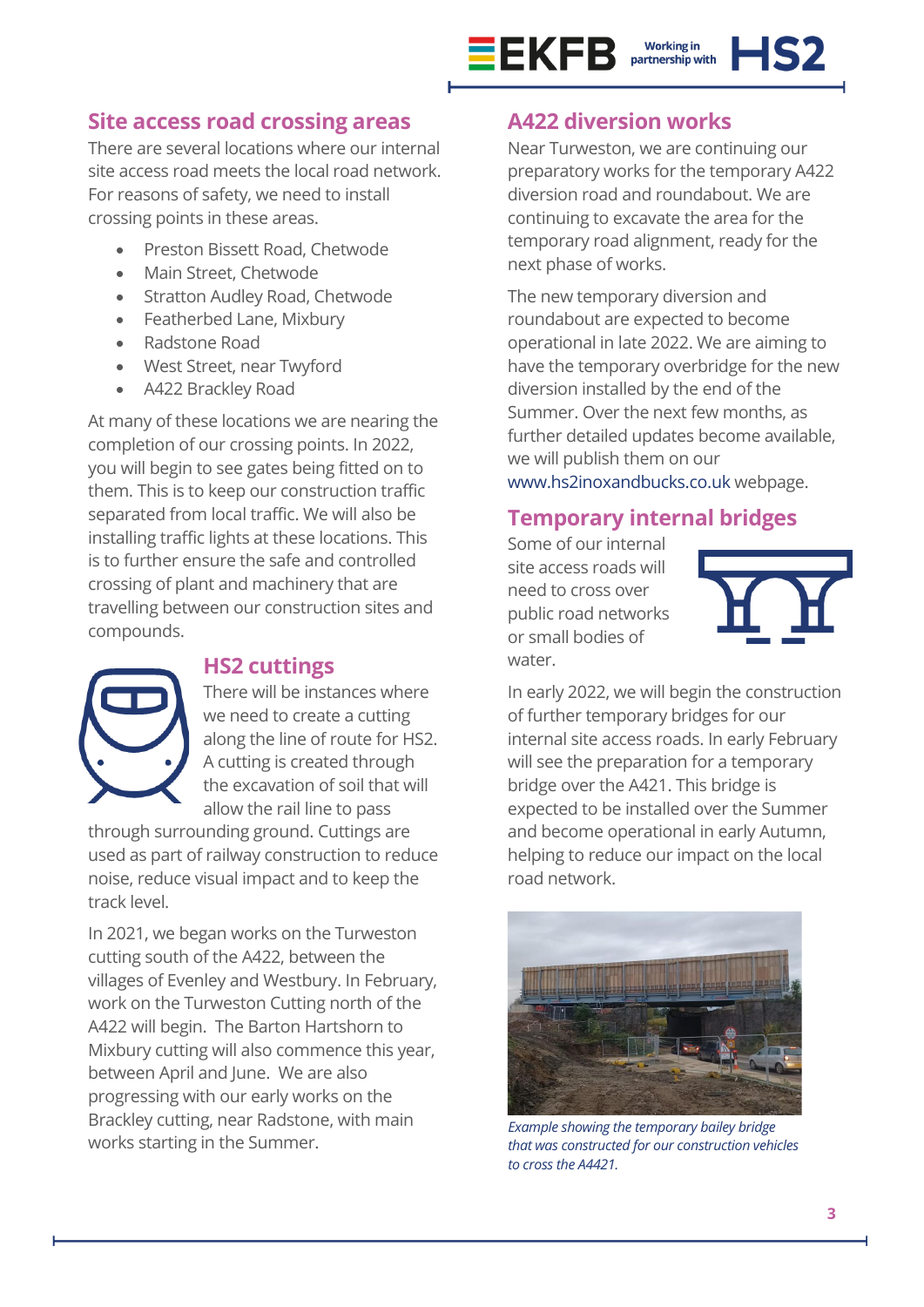## Site access road crossing areas

There are several locations where our internal site access road meets the local road network. For reasons of safety, we need to install crossing points in these areas.

- Preston Bissett Road, Chetwode
- Main Street, Chetwode
- Stratton Audley Road, Chetwode
- Featherbed Lane, Mixbury
- Radstone Road
- West Street, near Twyford
- A422 Brackley Road

At many of these locations we are nearing the completion of our crossing points. In 2022, you will begin to see gates being fitted on to them. This is to keep our construction traffic separated from local traffic. We will also be installing traffic lights at these locations. This is to further ensure the safe and controlled crossing of plant and machinery that are travelling between our construction sites and compounds.

## HS2 cuttings

There will be instances where we need to create a cutting along the line of route for HS2. A cutting is created through the excavation of soil that will allow the rail line to pass through surrounding ground. Cuttings are used as part of railway construction to reduce noise, reduce visual impact and to keep the track level.

In 2021, we began works on the Turweston cutting south of the A422, between the villages of Evenley and Westbury. In February, work on the Turweston Cutting north of the A422 will begin. The Barton Hartshorn to Mixbury cutting will also commence this year, between April and June. We are also progressing with our early works on the Brackley cutting, near Radstone, with main works starting in the Summer.

## A422 diversion works

Near Turweston, we are continuing our preparatory works for the temporary A422 diversion road and roundabout. We are continuing to excavate the area for the temporary road alignment, ready for the next phase of works.

The new temporary diversion and roundabout are expected to become operational in late 2022. We are aiming to have the temporary overbridge for the new diversion installed by the end of the Summer. Over the next few months, as further detailed updates become available, we will publish them on our www.hs2inoxandbucks.co.uk webpage.

## Temporary internal bridges

Some of our internal site access roads will need to cross over public road networks or small bodies of water.

In early 2022, we will begin the construction of further temporary bridges for our internal site access roads. In early February will see the preparation for a temporary bridge over the A421. This bridge is expected to be installed over the Summer and become operational in early Autumn, helping to reduce our impact on the local road network.

*Example showing the temporary bailey bridge that was constructed for our construction vehicles to cross the A4421.*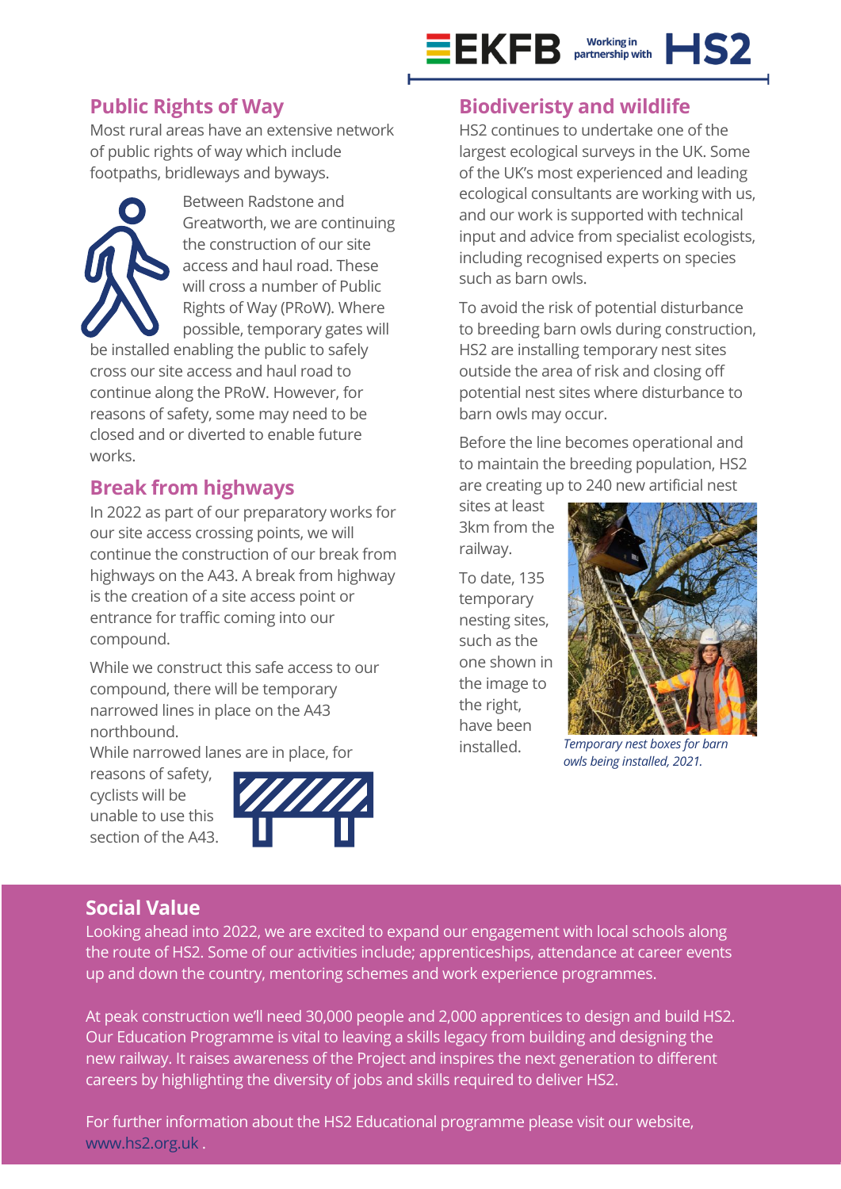## Public Rights of Way

Most rural areas have an extensive network of public rights of way which include footpaths, bridleways and byways.

Between Radstone and Greatworth, we are continuing the construction of our site access and haul road. These will cross a number of Public Rights of Way (PRoW). Where possible, temporary gates will be installed enabling the public to safely cross our site access and haul road to continue along the PRoW. However, for reasons of safety, some may need to be closed and or diverted to enable future works.

## Break from highways

In 2022 as part of our preparatory works for our site access crossing points, we will continue the construction of our break from highways on the A43. A break from highway is the creation of a site access point or entrance for traffic coming into our compound.

While we construct this safe access to our compound, there will be temporary narrowed lines in place on the A43 northbound.

While narrowed lanes are in place, for reasons of safety, cyclists will be unable to use this section of the A43.

## Biodiveristy and wildlife

HS2 continues to undertake one of the largest ecological surveys in the UK. Some of the UK's most experienced and leading ecological consultants are working with us, and our work is supported with technical input and advice from specialist ecologists, including recognised experts on species such as barn owls.

To avoid the risk of potential disturbance to breeding barn owls during construction, HS2 are installing temporary nest sites outside the area of risk and closing off potential nest sites where disturbance to barn owls may occur.

Before the line becomes operational and to maintain the breeding population, HS2 are creating up to 240 new artificial nest sites at least 3km from the railway.

To date, 135 temporary nesting sites, such as the one shown in the image to the right, have been installed.

*Temporary nest boxes for barn owls being installed, 2021.*

## Social Value

Looking ahead into 2022, we are excited to expand our engagement with local schools along the route of HS2. Some of our activities include; apprenticeships, attendance at career events up and down the country, mentoring schemes and work experience programmes.

At peak construction we'll need 30,000 people and 2,000 apprentices to design and build HS2. Our Education Programme is vital to leaving a skills legacy from building and designing the new railway. It raises awareness of the Project and inspires the next generation to different careers by highlighting the diversity of jobs and skills required to deliver HS2.

For further information about the HS2 Educational programme please visit our website, www.hs2.org.uk .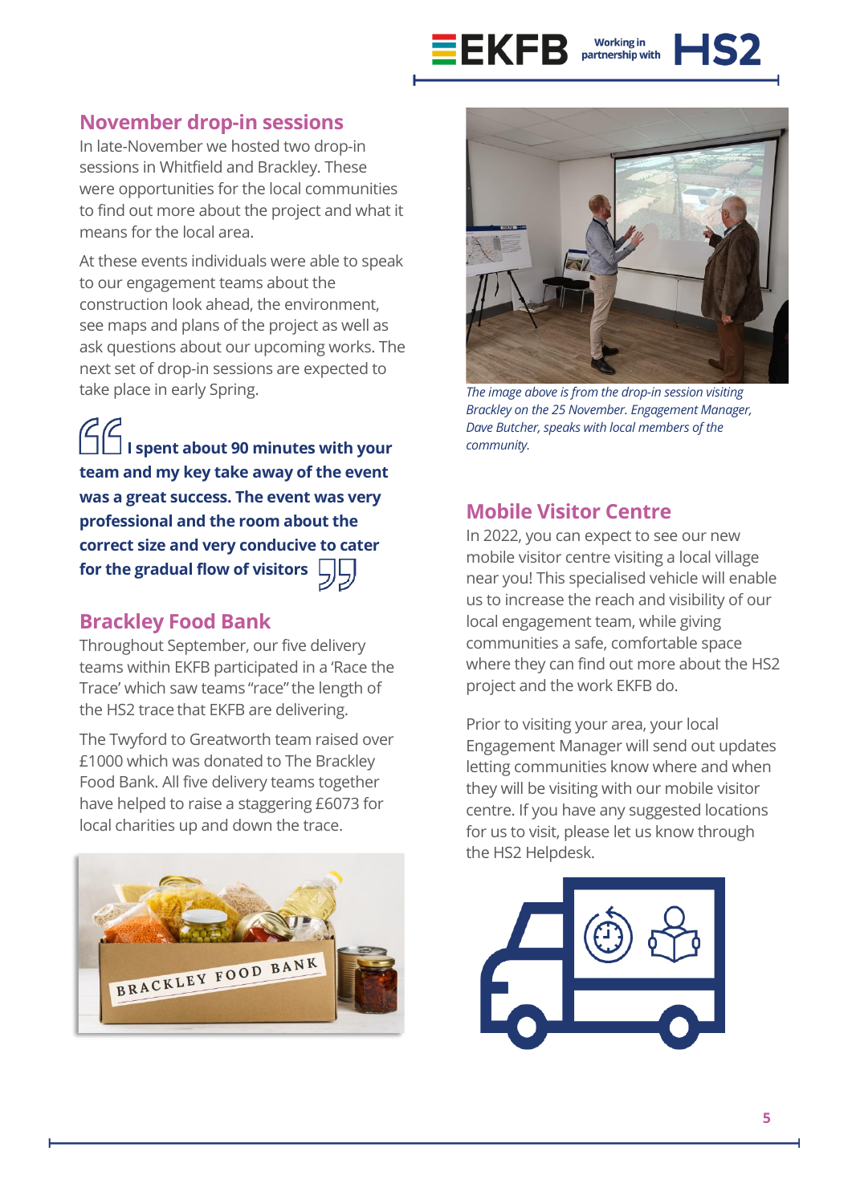## November drop-in sessions

In late-November we hosted two drop-in sessions in Whitfield and Brackley. These were opportunities for the local communities to find out more about the project and what it means for the local area.

At these events individuals were able to speak to our engagement teams about the construction look ahead, the environment, see maps and plans of the project as well as ask questions about our upcoming works. The next set of drop-in sessions are expected to take place in early Spring.

> **I spent about 90 minutes with your team and my key take away of the event was a great success. The event was very professional and the room about the correct size and very conducive to cater for the gradual flow of visitors**

*The image above is from the drop-in session visiting Brackley on the 25 November. Engagement Manager, Dave Butcher, speaks with local members of the community.*

## Brackley Food Bank

Throughout September, our five delivery teams within EKFB participated in a 'Race the Trace' which saw teams "race" the length of the HS2 trace that EKFB are delivering.

The Twyford to Greatworth team raised over £1000 which was donated to The Brackley Food Bank. All five delivery teams together have helped to raise a staggering £6073 for local charities up and down the trace.

## Mobile Visitor Centre

In 2022, you can expect to see our new mobile visitor centre visiting a local village near you! This specialised vehicle will enable us to increase the reach and visibility of our local engagement team, while giving communities a safe, comfortable space where they can find out more about the HS2 project and the work EKFB do.

Prior to visiting your area, your local Engagement Manager will send out updates letting communities know where and when they will be visiting with our mobile visitor centre. If you have any suggested locations for us to visit, please let us know through the HS2 Helpdesk.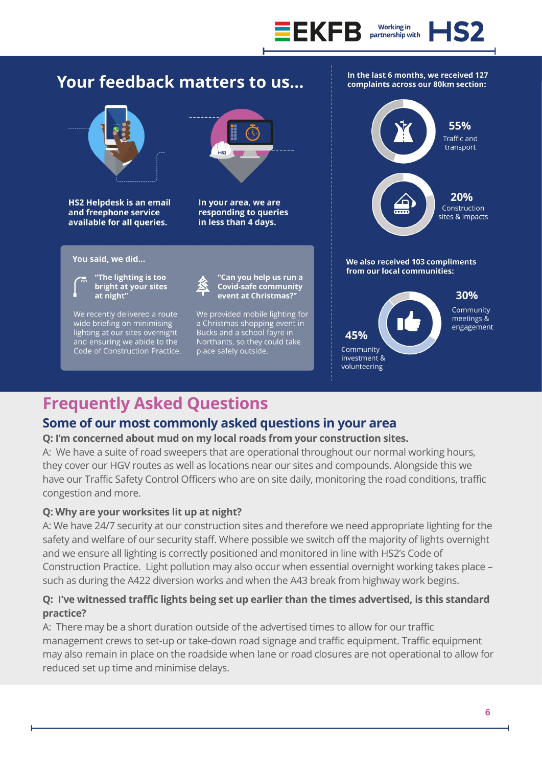# Your feedback matters to us...

**HS2 Helpdesk is an email and freephone service available for all queries.**

**In your area, we are responding to queries in less than 4 days.**

**You said, we did...**

**"The lighting is too bright at your sites at night"**

We recently delivered a route wide briefing on minimising lighting at our sites overnight and ensuring we abide to the Code of Construction Practice.

**"Can you help us run a Covid-safe community event at Christmas?"**

We provided mobile lighting for a Christmas shopping event in Bucks and a school fayre in Northants, so they could take place safely outside.

**In the last 6 months, we received 127 complaints across our 80km section:**

- **55%** Traffic and transport
- **20%** Construction sites & impacts

**We also received 103 compliments from our local communities:**

- **30%** Community meetings & engagement
- **45%** Community investment & volunteering

# Frequently Asked Questions

## Some of our most commonly asked questions in your area

**Q: I'm concerned about mud on my local roads from your construction sites.**

A: We have a suite of road sweepers that are operational throughout our normal working hours, they cover our HGV routes as well as locations near our sites and compounds. Alongside this we have our Traffic Safety Control Officers who are on site daily, monitoring the road conditions, traffic congestion and more.

**Q: Why are your worksites lit up at night?**

A: We have 24/7 security at our construction sites and therefore we need appropriate lighting for the safety and welfare of our security staff. Where possible we switch off the majority of lights overnight and we ensure all lighting is correctly positioned and monitored in line with HS2's Code of Construction Practice. Light pollution may also occur when essential overnight working takes place – such as during the A422 diversion works and when the A43 break from highway work begins.

**Q: I've witnessed traffic lights being set up earlier than the times advertised, is this standard practice?**

A: There may be a short duration outside of the advertised times to allow for our traffic management crews to set-up or take-down road signage and traffic equipment. Traffic equipment may also remain in place on the roadside when lane or road closures are not operational to allow for reduced set up time and minimise delays.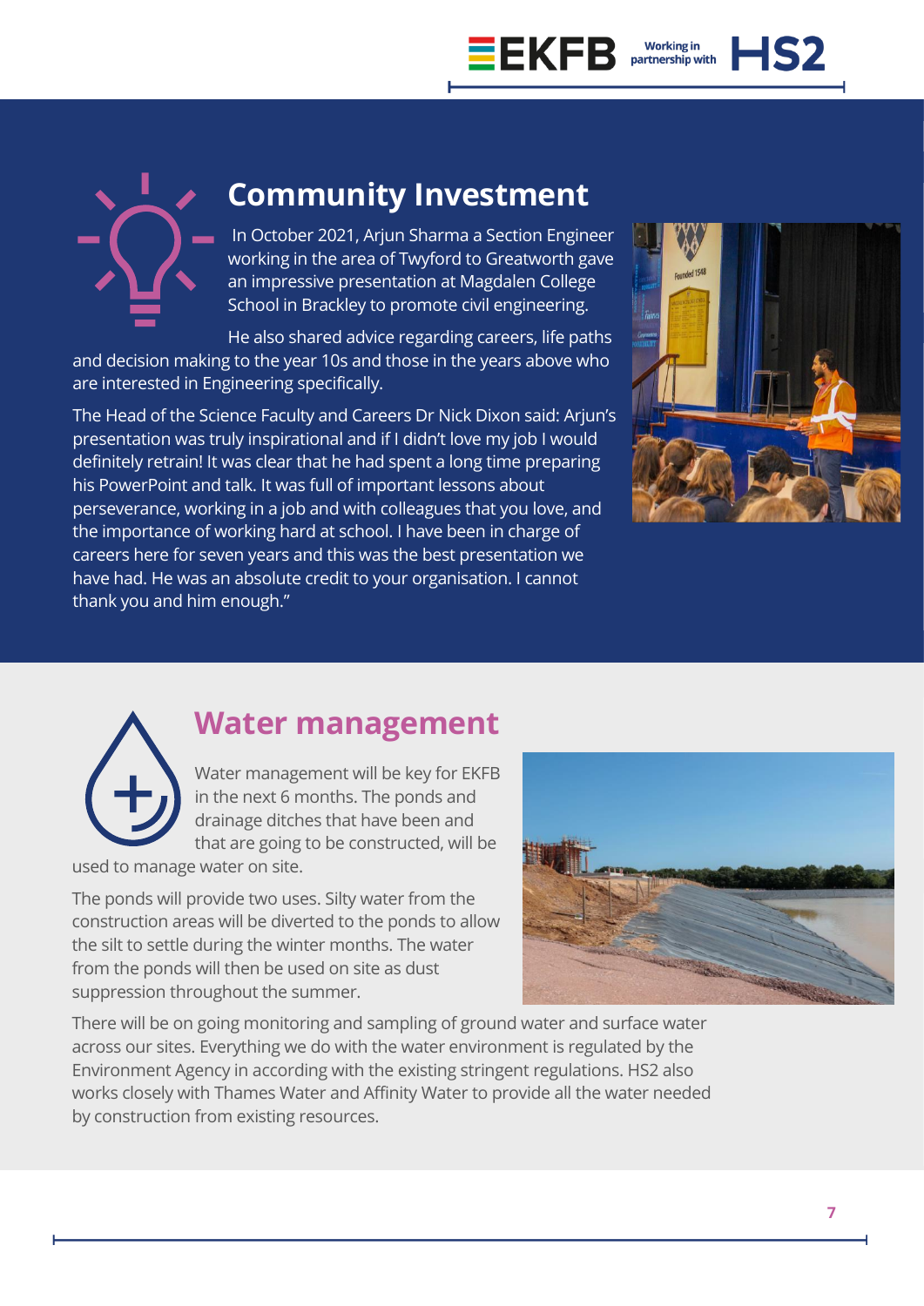## Community Investment

In October 2021, Arjun Sharma a Section Engineer working in the area of Twyford to Greatworth gave an impressive presentation at Magdalen College School in Brackley to promote civil engineering.

He also shared advice regarding careers, life paths and decision making to the year 10s and those in the years above who are interested in Engineering specifically.

The Head of the Science Faculty and Careers Dr Nick Dixon said: Arjun's presentation was truly inspirational and if I didn't love my job I would definitely retrain! It was clear that he had spent a long time preparing his PowerPoint and talk. It was full of important lessons about perseverance, working in a job and with colleagues that you love, and the importance of working hard at school. I have been in charge of careers here for seven years and this was the best presentation we have had. He was an absolute credit to your organisation. I cannot thank you and him enough."

## Water management

Water management will be key for EKFB in the next 6 months. The ponds and drainage ditches that have been and that are going to be constructed, will be used to manage water on site.

The ponds will provide two uses. Silty water from the construction areas will be diverted to the ponds to allow the silt to settle during the winter months. The water from the ponds will then be used on site as dust suppression throughout the summer.

There will be on going monitoring and sampling of ground water and surface water across our sites. Everything we do with the water environment is regulated by the Environment Agency in according with the existing stringent regulations. HS2 also works closely with Thames Water and Affinity Water to provide all the water needed by construction from existing resources.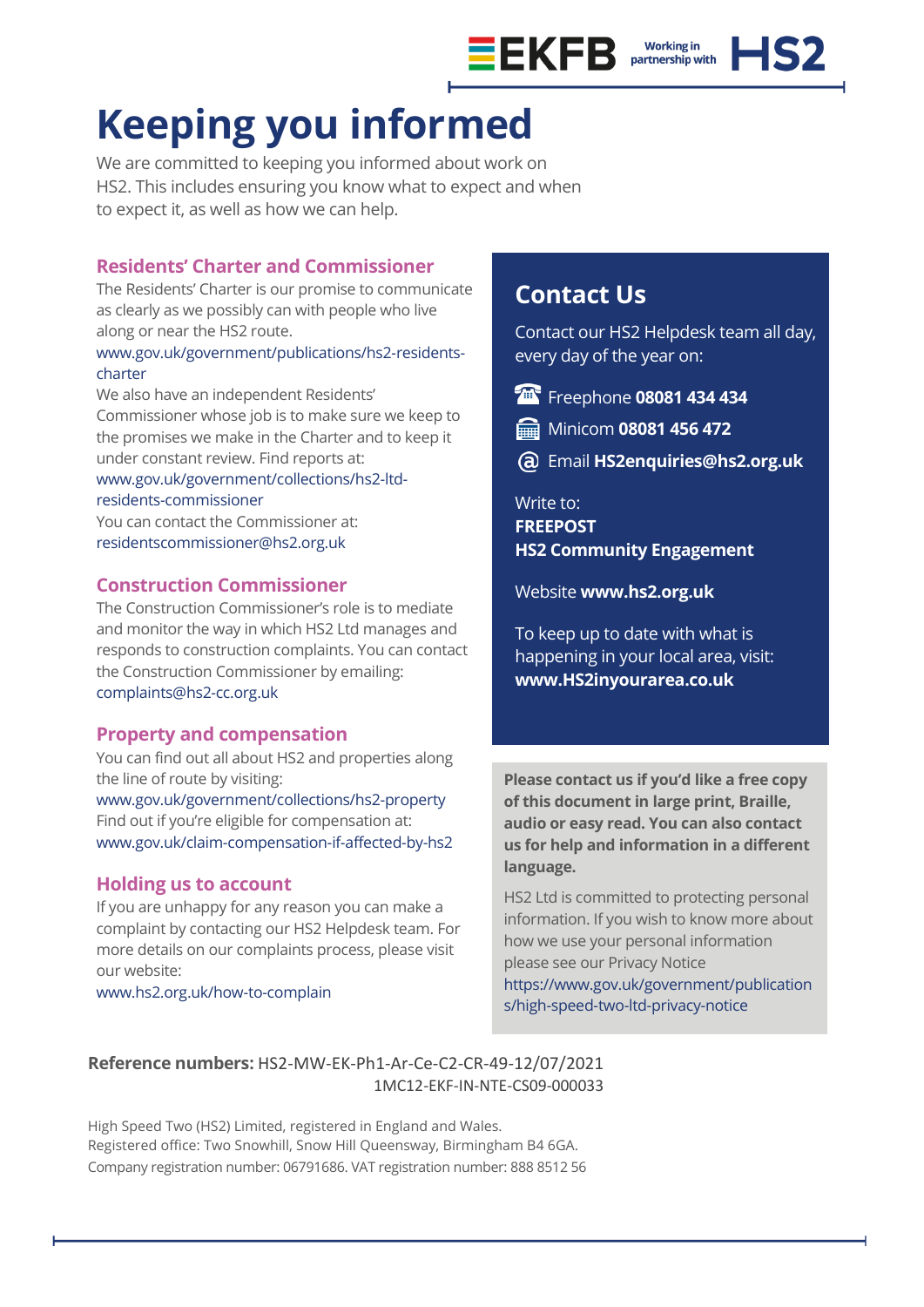EKFB Working in partnership with HS2

# Keeping you informed

We are committed to keeping you informed about work on HS2. This includes ensuring you know what to expect and when to expect it, as well as how we can help.

## Residents' Charter and Commissioner

The Residents' Charter is our promise to communicate as clearly as we possibly can with people who live along or near the HS2 route.

www.gov.uk/government/publications/hs2-residents-charter

We also have an independent Residents' Commissioner whose job is to make sure we keep to the promises we make in the Charter and to keep it under constant review. Find reports at:

www.gov.uk/government/collections/hs2-ltd-residents-commissioner

You can contact the Commissioner at:

residentscommissioner@hs2.org.uk

## Construction Commissioner

The Construction Commissioner's role is to mediate and monitor the way in which HS2 Ltd manages and responds to construction complaints. You can contact the Construction Commissioner by emailing:

complaints@hs2-cc.org.uk

## Property and compensation

You can find out all about HS2 and properties along the line of route by visiting:

www.gov.uk/government/collections/hs2-property

Find out if you're eligible for compensation at:

www.gov.uk/claim-compensation-if-affected-by-hs2

## Holding us to account

If you are unhappy for any reason you can make a complaint by contacting our HS2 Helpdesk team. For more details on our complaints process, please visit our website:

www.hs2.org.uk/how-to-complain

## Contact Us

Contact our HS2 Helpdesk team all day, every day of the year on:

- Freephone **08081 434 434**
- Minicom **08081 456 472**
- Email **HS2enquiries@hs2.org.uk**

Write to:
**FREEPOST**
**HS2 Community Engagement**

Website **www.hs2.org.uk**

To keep up to date with what is happening in your local area, visit:
**www.HS2inyourarea.co.uk**

**Please contact us if you'd like a free copy of this document in large print, Braille, audio or easy read. You can also contact us for help and information in a different language.**

HS2 Ltd is committed to protecting personal information. If you wish to know more about how we use your personal information please see our Privacy Notice https://www.gov.uk/government/publications/high-speed-two-ltd-privacy-notice

**Reference numbers:** HS2-MW-EK-Ph1-Ar-Ce-C2-CR-49-12/07/2021
1MC12-EKF-IN-NTE-CS09-000033

High Speed Two (HS2) Limited, registered in England and Wales.
Registered office: Two Snowhill, Snow Hill Queensway, Birmingham B4 6GA.
Company registration number: 06791686. VAT registration number: 888 8512 56